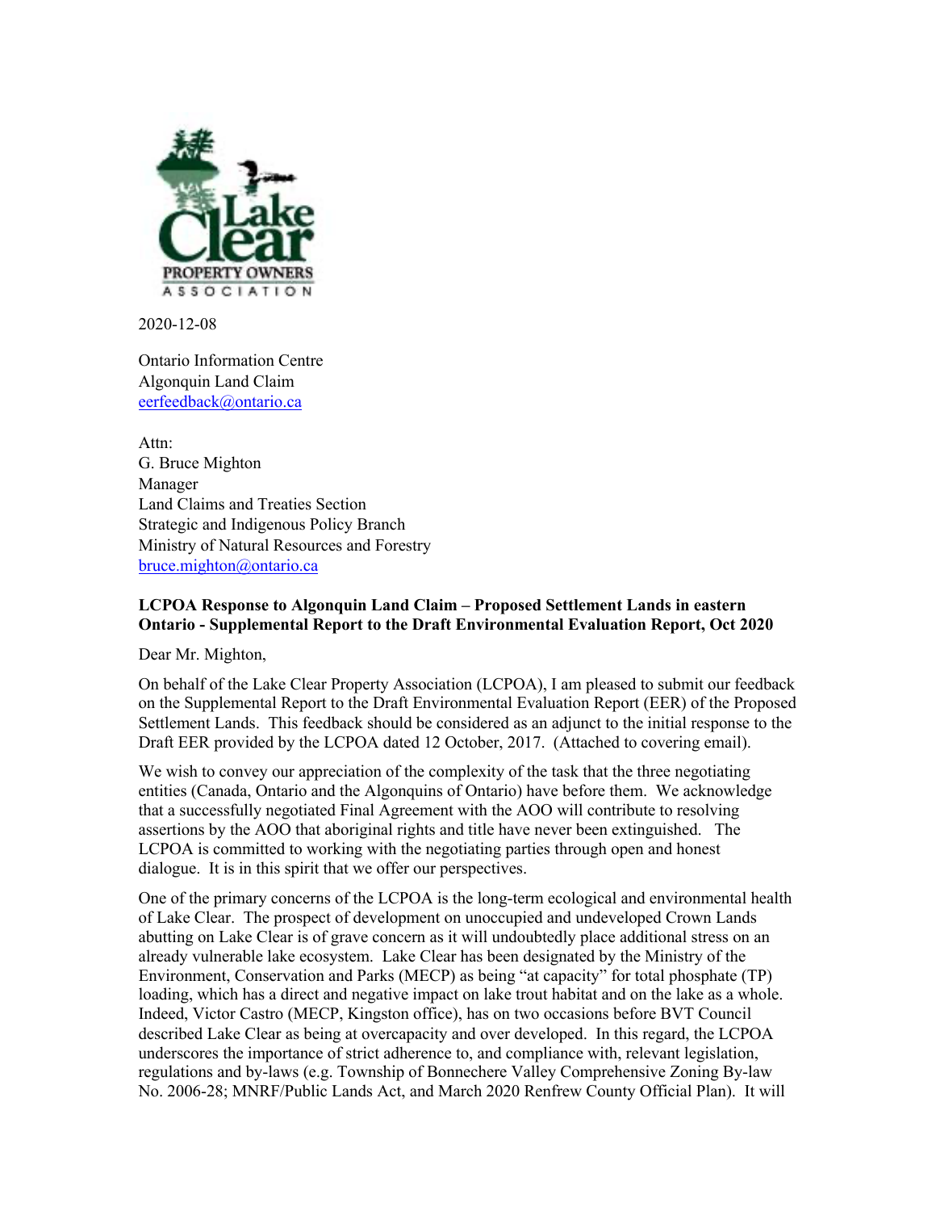2020-12-08

Ontario Information Centre
Algonquin Land Claim
eerfeedback@ontario.ca

Attn:
G. Bruce Mighton
Manager
Land Claims and Treaties Section
Strategic and Indigenous Policy Branch
Ministry of Natural Resources and Forestry
bruce.mighton@ontario.ca

**LCPOA Response to Algonquin Land Claim – Proposed Settlement Lands in eastern Ontario - Supplemental Report to the Draft Environmental Evaluation Report, Oct 2020**

Dear Mr. Mighton,

On behalf of the Lake Clear Property Association (LCPOA), I am pleased to submit our feedback on the Supplemental Report to the Draft Environmental Evaluation Report (EER) of the Proposed Settlement Lands. This feedback should be considered as an adjunct to the initial response to the Draft EER provided by the LCPOA dated 12 October, 2017. (Attached to covering email).

We wish to convey our appreciation of the complexity of the task that the three negotiating entities (Canada, Ontario and the Algonquins of Ontario) have before them. We acknowledge that a successfully negotiated Final Agreement with the AOO will contribute to resolving assertions by the AOO that aboriginal rights and title have never been extinguished. The LCPOA is committed to working with the negotiating parties through open and honest dialogue. It is in this spirit that we offer our perspectives.

One of the primary concerns of the LCPOA is the long-term ecological and environmental health of Lake Clear. The prospect of development on unoccupied and undeveloped Crown Lands abutting on Lake Clear is of grave concern as it will undoubtedly place additional stress on an already vulnerable lake ecosystem. Lake Clear has been designated by the Ministry of the Environment, Conservation and Parks (MECP) as being "at capacity" for total phosphate (TP) loading, which has a direct and negative impact on lake trout habitat and on the lake as a whole. Indeed, Victor Castro (MECP, Kingston office), has on two occasions before BVT Council described Lake Clear as being at overcapacity and over developed. In this regard, the LCPOA underscores the importance of strict adherence to, and compliance with, relevant legislation, regulations and by-laws (e.g. Township of Bonnechere Valley Comprehensive Zoning By-law No. 2006-28; MNRF/Public Lands Act, and March 2020 Renfrew County Official Plan). It will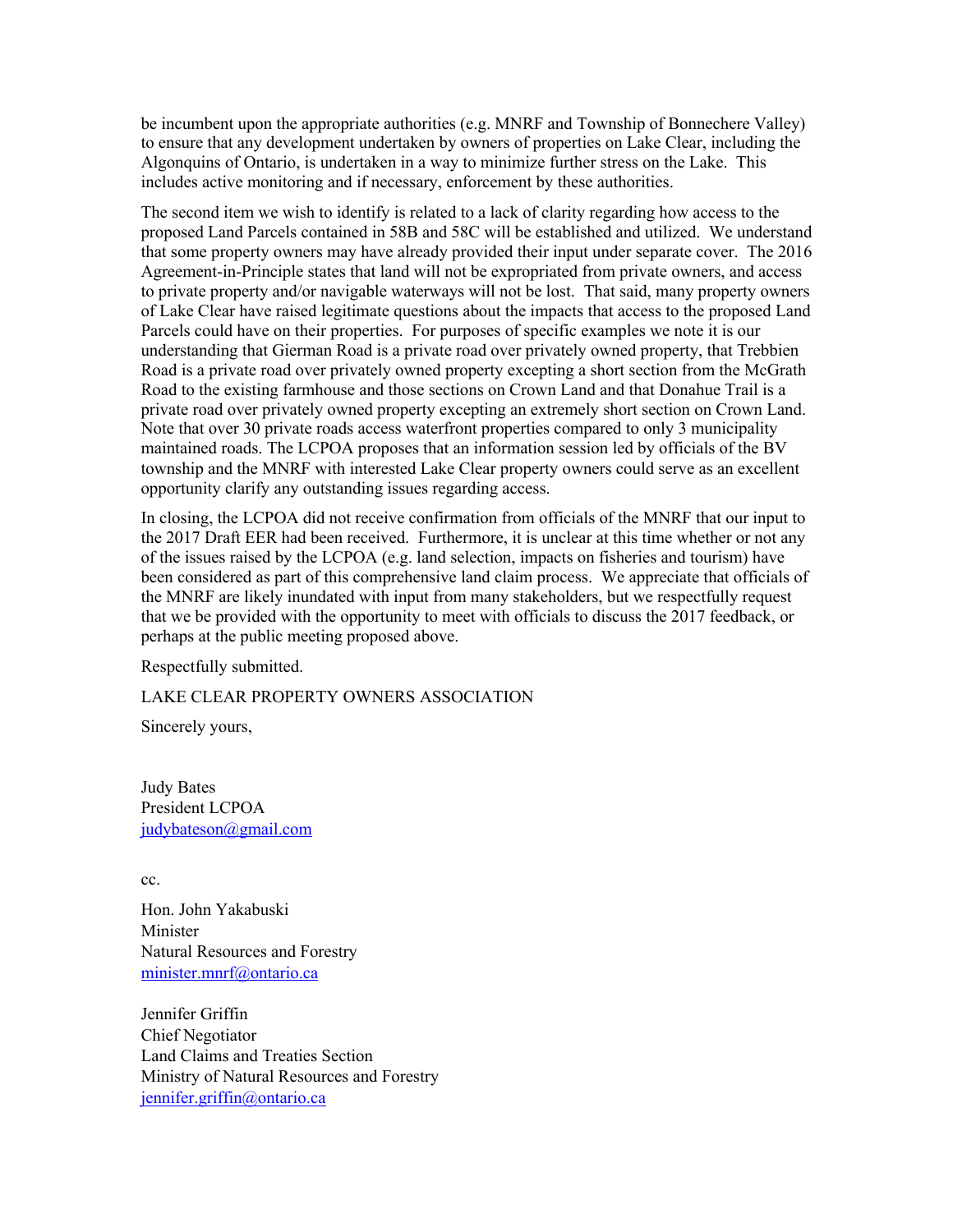be incumbent upon the appropriate authorities (e.g. MNRF and Township of Bonnechere Valley) to ensure that any development undertaken by owners of properties on Lake Clear, including the Algonquins of Ontario, is undertaken in a way to minimize further stress on the Lake. This includes active monitoring and if necessary, enforcement by these authorities.

The second item we wish to identify is related to a lack of clarity regarding how access to the proposed Land Parcels contained in 58B and 58C will be established and utilized. We understand that some property owners may have already provided their input under separate cover. The 2016 Agreement-in-Principle states that land will not be expropriated from private owners, and access to private property and/or navigable waterways will not be lost. That said, many property owners of Lake Clear have raised legitimate questions about the impacts that access to the proposed Land Parcels could have on their properties. For purposes of specific examples we note it is our understanding that Gierman Road is a private road over privately owned property, that Trebbien Road is a private road over privately owned property excepting a short section from the McGrath Road to the existing farmhouse and those sections on Crown Land and that Donahue Trail is a private road over privately owned property excepting an extremely short section on Crown Land. Note that over 30 private roads access waterfront properties compared to only 3 municipality maintained roads. The LCPOA proposes that an information session led by officials of the BV township and the MNRF with interested Lake Clear property owners could serve as an excellent opportunity clarify any outstanding issues regarding access.

In closing, the LCPOA did not receive confirmation from officials of the MNRF that our input to the 2017 Draft EER had been received. Furthermore, it is unclear at this time whether or not any of the issues raised by the LCPOA (e.g. land selection, impacts on fisheries and tourism) have been considered as part of this comprehensive land claim process. We appreciate that officials of the MNRF are likely inundated with input from many stakeholders, but we respectfully request that we be provided with the opportunity to meet with officials to discuss the 2017 feedback, or perhaps at the public meeting proposed above.

Respectfully submitted.

LAKE CLEAR PROPERTY OWNERS ASSOCIATION

Sincerely yours,

Judy Bates
President LCPOA
judybateson@gmail.com

cc.

Hon. John Yakabuski
Minister
Natural Resources and Forestry
minister.mnrf@ontario.ca

Jennifer Griffin
Chief Negotiator
Land Claims and Treaties Section
Ministry of Natural Resources and Forestry
jennifer.griffin@ontario.ca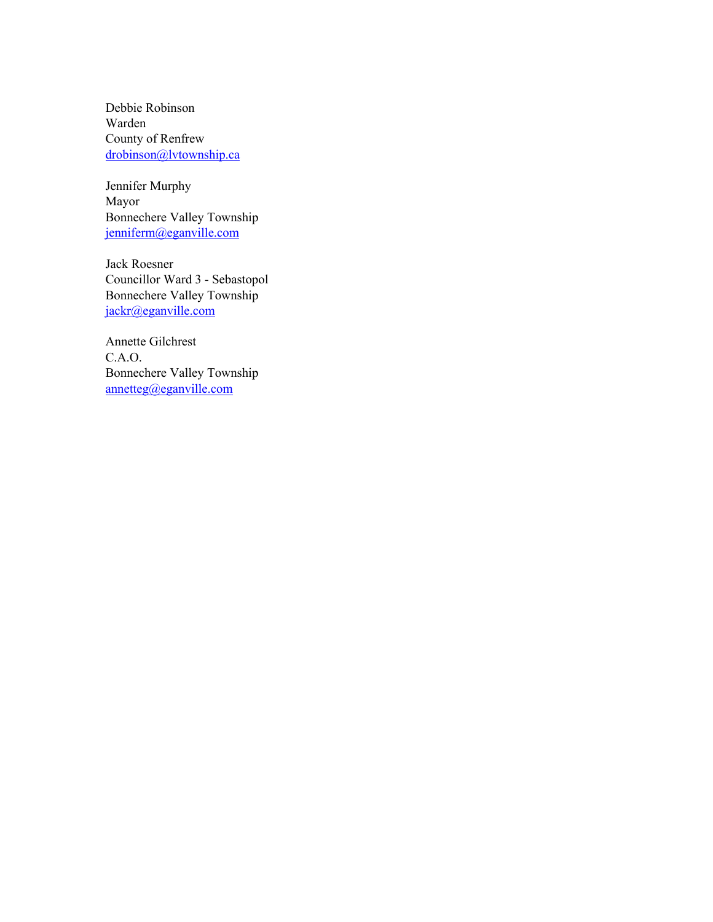Debbie Robinson
Warden
County of Renfrew
drobinson@lvtownship.ca

Jennifer Murphy
Mayor
Bonnechere Valley Township
jenniferm@eganville.com

Jack Roesner
Councillor Ward 3 - Sebastopol
Bonnechere Valley Township
jackr@eganville.com

Annette Gilchrest
C.A.O.
Bonnechere Valley Township
annetteg@eganville.com